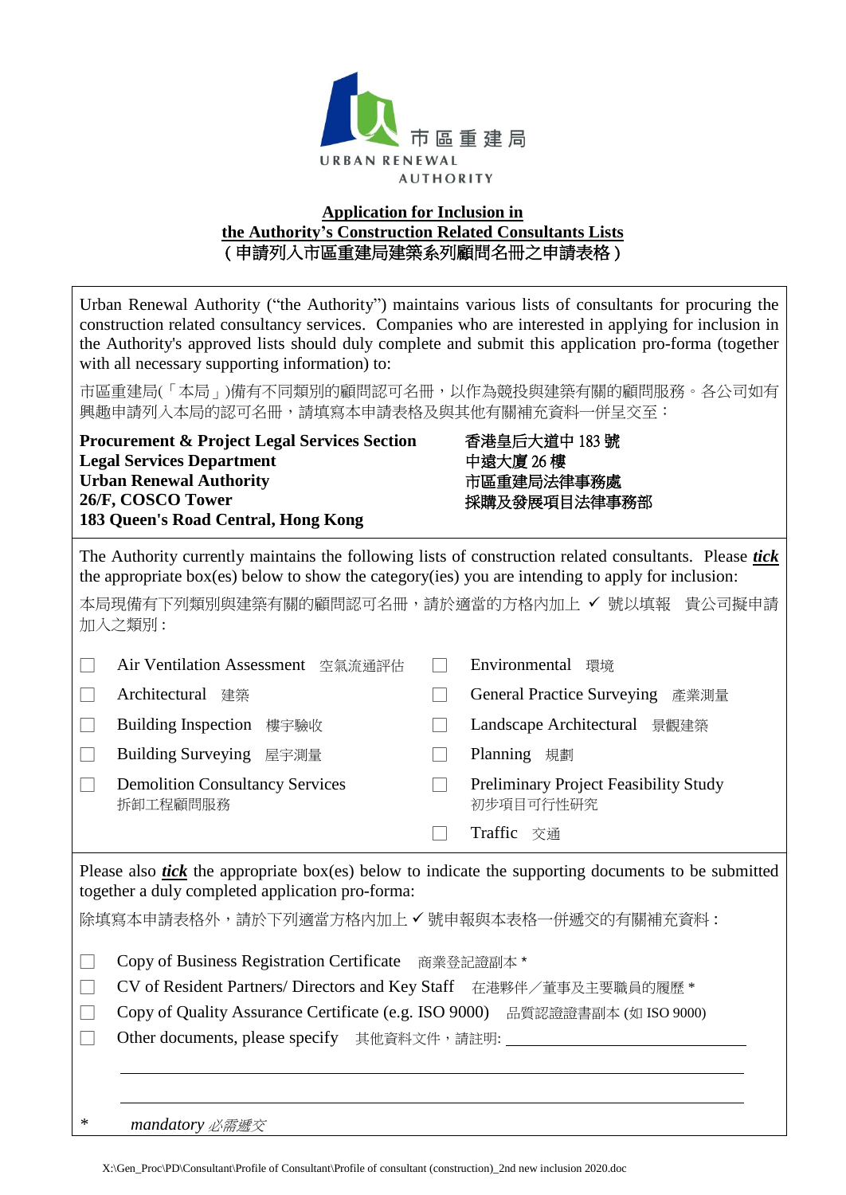市區重建局
URBAN RENEWAL
AUTHORITY

# Application for Inclusion in the Authority's Construction Related Consultants Lists
# （申請列入市區重建局建築系列顧問名冊之申請表格）

Urban Renewal Authority ("the Authority") maintains various lists of consultants for procuring the construction related consultancy services. Companies who are interested in applying for inclusion in the Authority's approved lists should duly complete and submit this application pro-forma (together with all necessary supporting information) to:

市區重建局(「本局」)備有不同類別的顧問認可名冊，以作為競投與建築有關的顧問服務。各公司如有興趣申請列入本局的認可名冊，請填寫本申請表格及與其他有關補充資料一併呈交至：

**Procurement & Project Legal Services Section**
**Legal Services Department**
**Urban Renewal Authority**
**26/F, COSCO Tower**
**183 Queen's Road Central, Hong Kong**

**香港皇后大道中 183 號**
**中遠大廈 26 樓**
**市區重建局法律事務處**
**採購及發展項目法律事務部**

The Authority currently maintains the following lists of construction related consultants. Please ***tick*** the appropriate box(es) below to show the category(ies) you are intending to apply for inclusion:

本局現備有下列類別與建築有關的顧問認可名冊，請於適當的方格內加上 ✓ 號以填報 貴公司擬申請加入之類別：

- ☐ Air Ventilation Assessment 空氣流通評估
- ☐ Architectural 建築
- ☐ Building Inspection 樓宇驗收
- ☐ Building Surveying 屋宇測量
- ☐ Demolition Consultancy Services 拆卸工程顧問服務
- ☐ Environmental 環境
- ☐ General Practice Surveying 產業測量
- ☐ Landscape Architectural 景觀建築
- ☐ Planning 規劃
- ☐ Preliminary Project Feasibility Study 初步項目可行性研究
- ☐ Traffic 交通

Please also ***tick*** the appropriate box(es) below to indicate the supporting documents to be submitted together a duly completed application pro-forma:

除填寫本申請表格外，請於下列適當方格內加上 ✓ 號申報與本表格一併遞交的有關補充資料：

- ☐ Copy of Business Registration Certificate 商業登記證副本 *
- ☐ CV of Resident Partners/ Directors and Key Staff 在港夥伴／董事及主要職員的履歷 *
- ☐ Copy of Quality Assurance Certificate (e.g. ISO 9000) 品質認證證書副本 (如 ISO 9000)
- ☐ Other documents, please specify 其他資料文件，請註明: ____________________

____________________________________________

____________________________________________

\* *mandatory 必需遞交*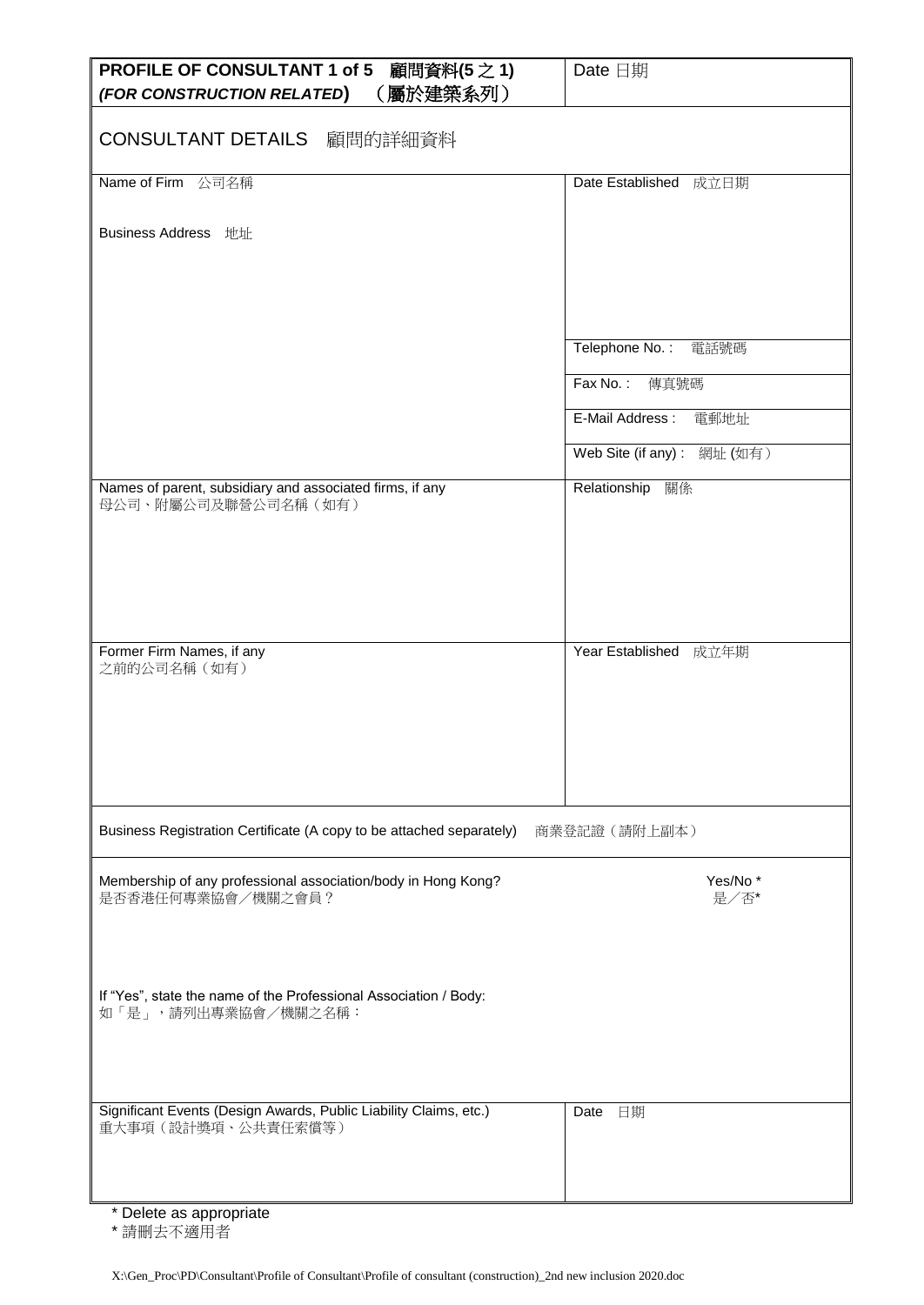| **PROFILE OF CONSULTANT 1 of 5 顧問資料(5 之 1)** ***(FOR CONSTRUCTION RELATED)*** **（屬於建築系列）** | Date 日期 |
|---|---|
| CONSULTANT DETAILS 顧問的詳細資料 | |
| Name of Firm 公司名稱<br><br>Business Address 地址 | Date Established 成立日期 |
| | Telephone No.: 電話號碼 |
| | Fax No.: 傳真號碼 |
| | E-Mail Address: 電郵地址 |
| | Web Site (if any): 網址 (如有) |
| Names of parent, subsidiary and associated firms, if any<br>母公司、附屬公司及聯營公司名稱（如有） | Relationship 關係 |
| Former Firm Names, if any<br>之前的公司名稱（如有） | Year Established 成立年期 |
| Business Registration Certificate (A copy to be attached separately) 商業登記證（請附上副本） | |
| Membership of any professional association/body in Hong Kong?<br>是否香港任何專業協會／機關之會員？<br><br>If "Yes", state the name of the Professional Association / Body:<br>如「是」，請列出專業協會／機關之名稱： | Yes/No *<br>是／否* |
| Significant Events (Design Awards, Public Liability Claims, etc.)<br>重大事項（設計獎項、公共責任索償等） | Date 日期 |

\* Delete as appropriate
\* 請刪去不適用者

X:\Gen_Proc\PD\Consultant\Profile of Consultant\Profile of consultant (construction)_2nd new inclusion 2020.doc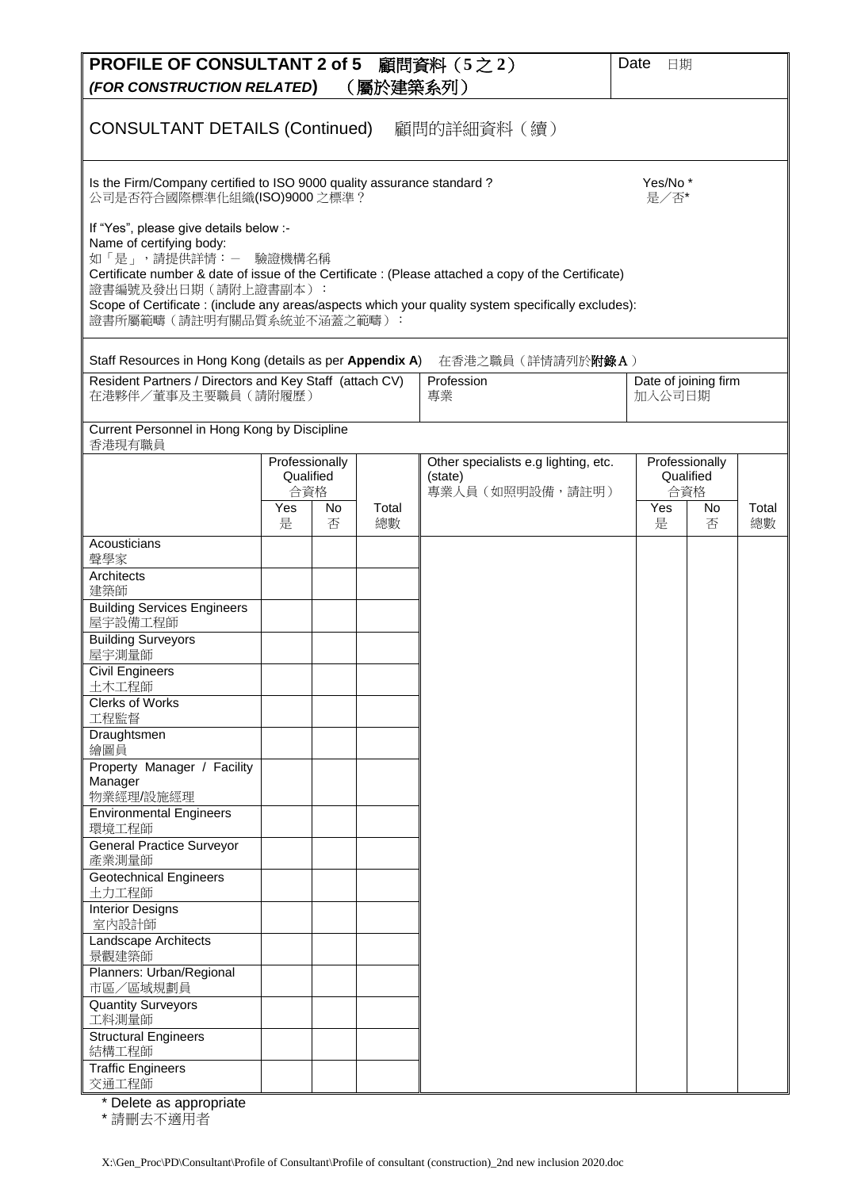# PROFILE OF CONSULTANT 2 of 5 顧問資料（5之2）
## *(FOR CONSTRUCTION RELATED)* （屬於建築系列）

Date 日期

## CONSULTANT DETAILS (Continued) 顧問的詳細資料（續）

Is the Firm/Company certified to ISO 9000 quality assurance standard ?
公司是否符合國際標準化組織(ISO)9000 之標準？

Yes/No *
是／否*

If "Yes", please give details below :-
Name of certifying body:
如「是」，請提供詳情：－ 驗證機構名稱
Certificate number & date of issue of the Certificate : (Please attached a copy of the Certificate)
證書編號及發出日期（請附上證書副本）：
Scope of Certificate : (include any areas/aspects which your quality system specifically excludes):
證書所屬範疇（請註明有關品質系統並不涵蓋之範疇）：

Staff Resources in Hong Kong (details as per **Appendix A**) 在香港之職員（詳情請列於**附錄A**）

| Resident Partners / Directors and Key Staff (attach CV) 在港夥伴／董事及主要職員（請附履歷） | Profession 專業 | Date of joining firm 加入公司日期 |
|---|---|---|
| | | |

Current Personnel in Hong Kong by Discipline
香港現有職員

| | Professionally Qualified 合資格 | | | Other specialists e.g lighting, etc. (state) 專業人員（如照明設備，請註明） | Professionally Qualified 合資格 | | |
|---|---|---|---|---|---|---|---|
| | Yes 是 | No 否 | Total 總數 | | Yes 是 | No 否 | Total 總數 |
| Acousticians 聲學家 | | | | | | | |
| Architects 建築師 | | | | | | | |
| Building Services Engineers 屋宇設備工程師 | | | | | | | |
| Building Surveyors 屋宇測量師 | | | | | | | |
| Civil Engineers 土木工程師 | | | | | | | |
| Clerks of Works 工程監督 | | | | | | | |
| Draughtsmen 繪圖員 | | | | | | | |
| Property Manager / Facility Manager 物業經理/設施經理 | | | | | | | |
| Environmental Engineers 環境工程師 | | | | | | | |
| General Practice Surveyor 產業測量師 | | | | | | | |
| Geotechnical Engineers 土力工程師 | | | | | | | |
| Interior Designs 室內設計師 | | | | | | | |
| Landscape Architects 景觀建築師 | | | | | | | |
| Planners: Urban/Regional 市區／區域規劃員 | | | | | | | |
| Quantity Surveyors 工料測量師 | | | | | | | |
| Structural Engineers 結構工程師 | | | | | | | |
| Traffic Engineers 交通工程師 | | | | | | | |

\* Delete as appropriate
\* 請刪去不適用者

X:\Gen_Proc\PD\Consultant\Profile of Consultant\Profile of consultant (construction)_2nd new inclusion 2020.doc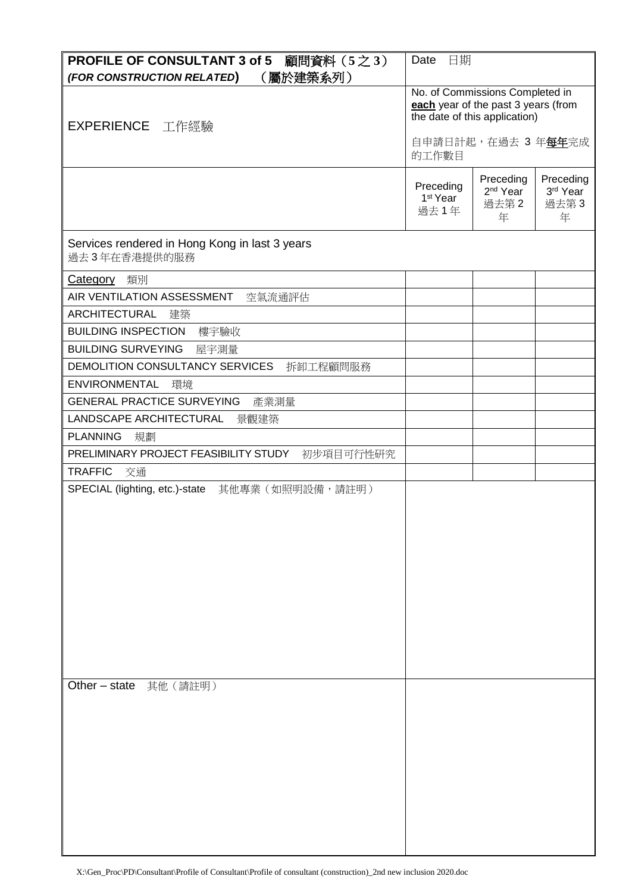| **PROFILE OF CONSULTANT 3 of 5 顧問資料（5之3）** ***(FOR CONSTRUCTION RELATED)* （屬於建築系列）** | Date 日期 | | |
|---|---|---|---|
| EXPERIENCE 工作經驗 | No. of Commissions Completed in **each** year of the past 3 years (from the date of this application) 自申請日計起，在過去 3 年**每年**完成的工作數目 | | |
| | Preceding 1st Year 過去 1 年 | Preceding 2nd Year 過去第 2 年 | Preceding 3rd Year 過去第 3 年 |
| Services rendered in Hong Kong in last 3 years 過去 3 年在香港提供的服務 | | | |
| Category 類別 | | | |
| AIR VENTILATION ASSESSMENT 空氣流通評估 | | | |
| ARCHITECTURAL 建築 | | | |
| BUILDING INSPECTION 樓宇驗收 | | | |
| BUILDING SURVEYING 屋宇測量 | | | |
| DEMOLITION CONSULTANCY SERVICES 拆卸工程顧問服務 | | | |
| ENVIRONMENTAL 環境 | | | |
| GENERAL PRACTICE SURVEYING 產業測量 | | | |
| LANDSCAPE ARCHITECTURAL 景觀建築 | | | |
| PLANNING 規劃 | | | |
| PRELIMINARY PROJECT FEASIBILITY STUDY 初步項目可行性研究 | | | |
| TRAFFIC 交通 | | | |
| SPECIAL (lighting, etc.)-state 其他專業（如照明設備，請註明） | | | |
| Other – state 其他（請註明） | | | |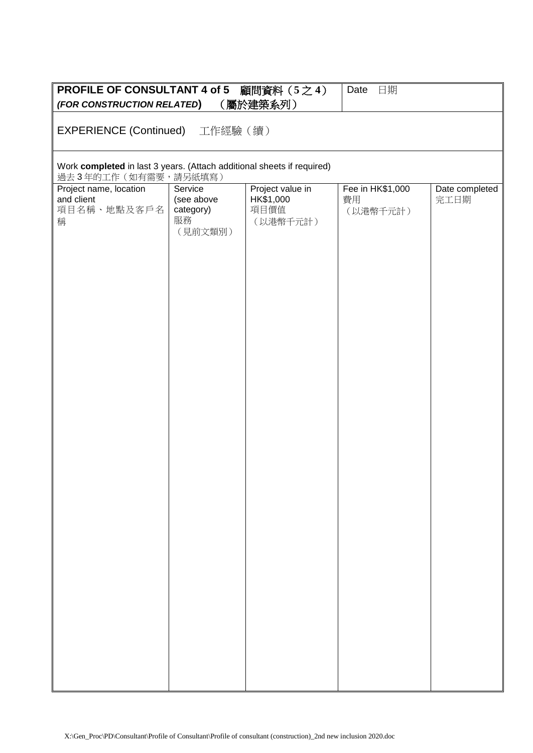| **PROFILE OF CONSULTANT 4 of 5** 顧問資料（5之4） ***(FOR CONSTRUCTION RELATED)*** （屬於建築系列） | Date 日期 |
|---|---|

EXPERIENCE (Continued) 工作經驗（續）

Work **completed** in last 3 years. (Attach additional sheets if required)
過去3年的工作（如有需要，請另紙填寫）

| Project name, location and client 項目名稱、地點及客戶名稱 | Service (see above category) 服務（見前文類別） | Project value in HK$1,000 項目價值（以港幣千元計） | Fee in HK$1,000 費用（以港幣千元計） | Date completed 完工日期 |
|---|---|---|---|---|
| | | | | |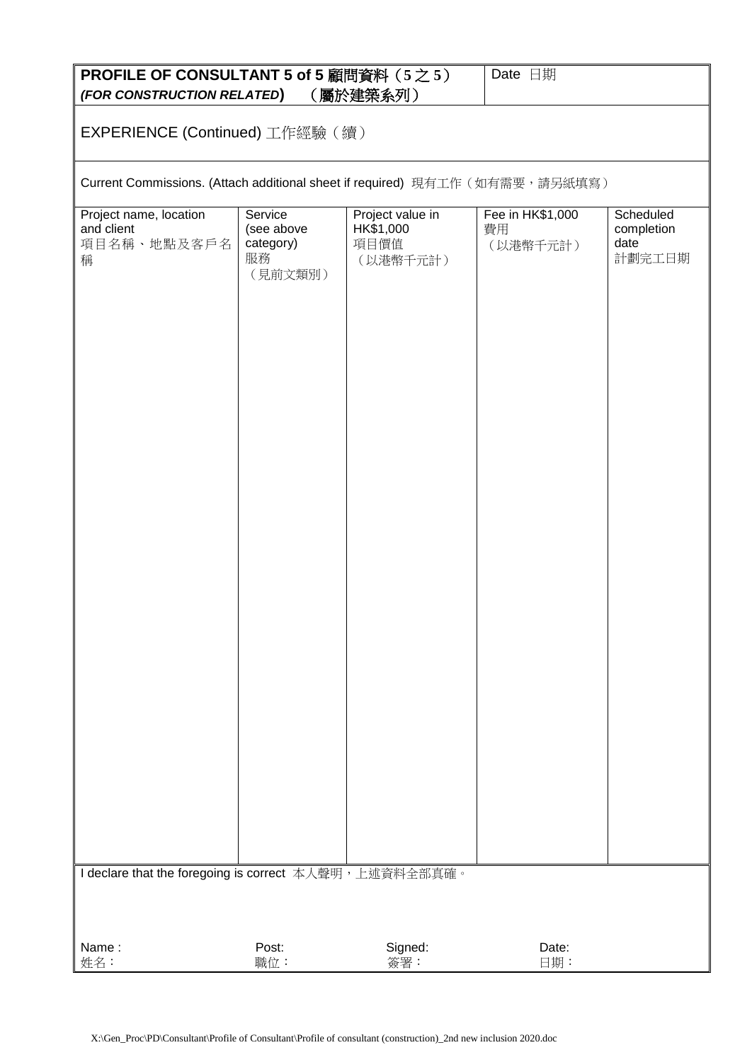**PROFILE OF CONSULTANT 5 of 5 顧問資料（5之5）**
***(FOR CONSTRUCTION RELATED)*** **（屬於建築系列）**

Date 日期

EXPERIENCE (Continued) 工作經驗（續）

Current Commissions. (Attach additional sheet if required) 現有工作（如有需要，請另紙填寫）

| Project name, location and client 項目名稱、地點及客戶名稱 | Service (see above category) 服務（見前文類別） | Project value in HK$1,000 項目價值（以港幣千元計） | Fee in HK$1,000 費用（以港幣千元計） | Scheduled completion date 計劃完工日期 |
| --- | --- | --- | --- | --- |
| | | | | |

I declare that the foregoing is correct 本人聲明，上述資料全部真確。

Name : 姓名：

Post: 職位：

Signed: 簽署：

Date: 日期：

X:\Gen_Proc\PD\Consultant\Profile of Consultant\Profile of consultant (construction)_2nd new inclusion 2020.doc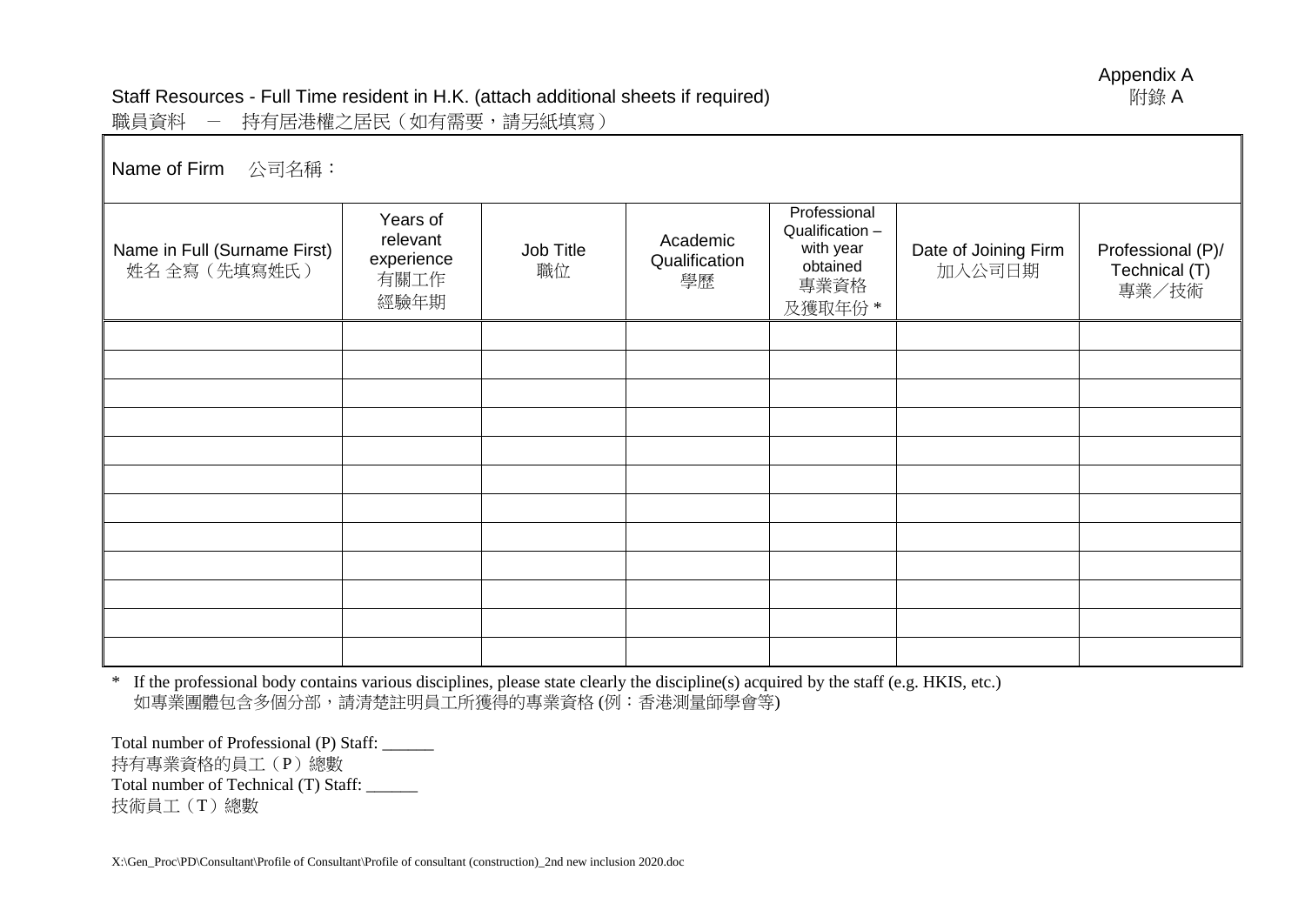Appendix A
附錄 A

Staff Resources - Full Time resident in H.K. (attach additional sheets if required)
職員資料 － 持有居港權之居民（如有需要，請另紙填寫）

Name of Firm 公司名稱：

| Name in Full (Surname First) 姓名 全寫（先填寫姓氏） | Years of relevant experience 有關工作經驗年期 | Job Title 職位 | Academic Qualification 學歷 | Professional Qualification – with year obtained 專業資格及獲取年份 * | Date of Joining Firm 加入公司日期 | Professional (P)/ Technical (T) 專業／技術 |
|---|---|---|---|---|---|---|
| | | | | | | |
| | | | | | | |
| | | | | | | |
| | | | | | | |
| | | | | | | |
| | | | | | | |
| | | | | | | |
| | | | | | | |
| | | | | | | |
| | | | | | | |
| | | | | | | |
| | | | | | | |

* If the professional body contains various disciplines, please state clearly the discipline(s) acquired by the staff (e.g. HKIS, etc.)
如專業團體包含多個分部，請清楚註明員工所獲得的專業資格 (例：香港測量師學會等)

Total number of Professional (P) Staff: ______
持有專業資格的員工（P）總數
Total number of Technical (T) Staff: ______
技術員工（T）總數

X:\Gen_Proc\PD\Consultant\Profile of Consultant\Profile of consultant (construction)_2nd new inclusion 2020.doc